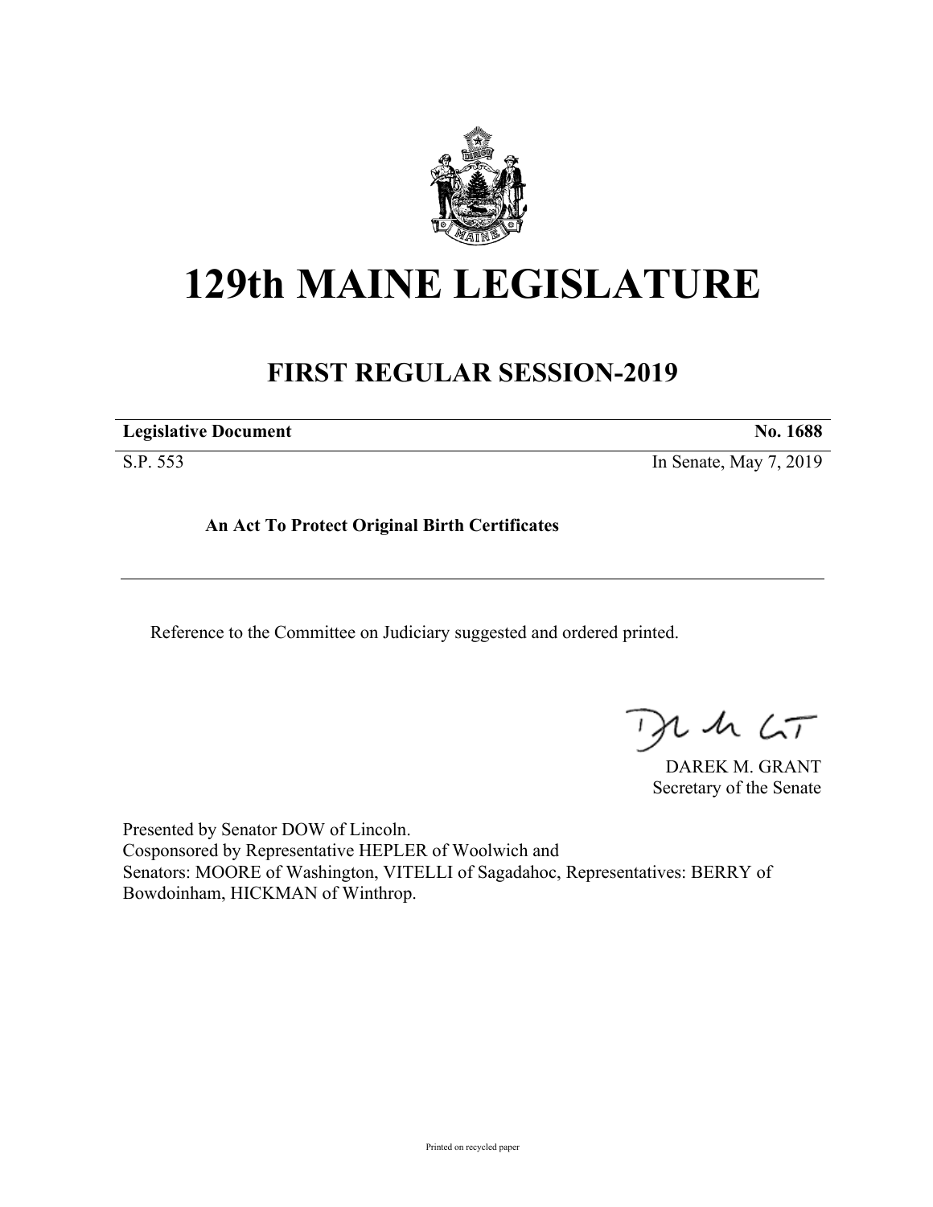# 129th MAINE LEGISLATURE

## FIRST REGULAR SESSION-2019

| **Legislative Document** | **No. 1688** |
|---|---|
| S.P. 553 | In Senate, May 7, 2019 |

**An Act To Protect Original Birth Certificates**

Reference to the Committee on Judiciary suggested and ordered printed.

DAREK M. GRANT
Secretary of the Senate

Presented by Senator DOW of Lincoln.
Cosponsored by Representative HEPLER of Woolwich and
Senators: MOORE of Washington, VITELLI of Sagadahoc, Representatives: BERRY of Bowdoinham, HICKMAN of Winthrop.

Printed on recycled paper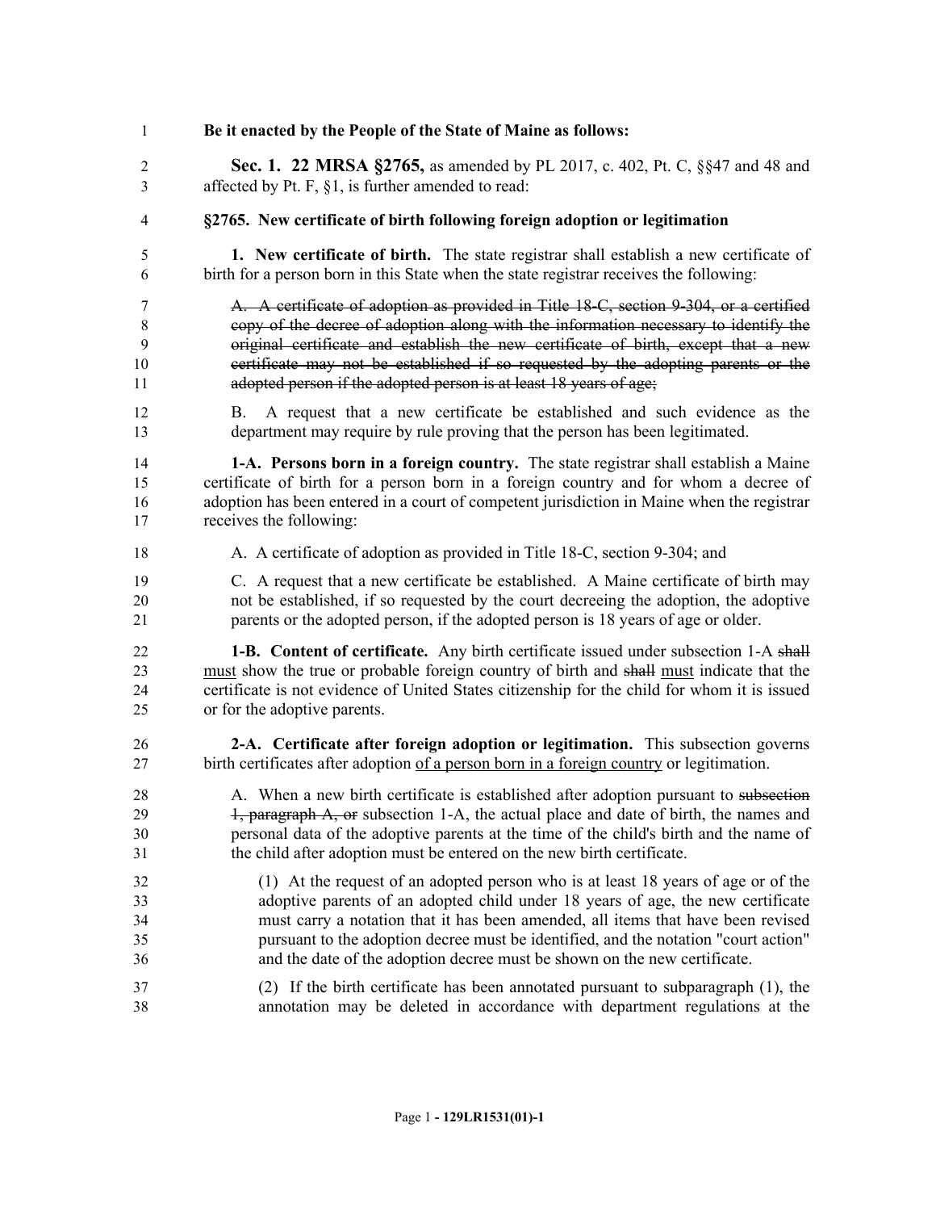**Be it enacted by the People of the State of Maine as follows:**

**Sec. 1. 22 MRSA §2765,** as amended by PL 2017, c. 402, Pt. C, §§47 and 48 and affected by Pt. F, §1, is further amended to read:

**§2765. New certificate of birth following foreign adoption or legitimation**

**1. New certificate of birth.** The state registrar shall establish a new certificate of birth for a person born in this State when the state registrar receives the following:

~~A. A certificate of adoption as provided in Title 18-C, section 9-304, or a certified copy of the decree of adoption along with the information necessary to identify the original certificate and establish the new certificate of birth, except that a new certificate may not be established if so requested by the adopting parents or the adopted person if the adopted person is at least 18 years of age;~~

B. A request that a new certificate be established and such evidence as the department may require by rule proving that the person has been legitimated.

**1-A. Persons born in a foreign country.** The state registrar shall establish a Maine certificate of birth for a person born in a foreign country and for whom a decree of adoption has been entered in a court of competent jurisdiction in Maine when the registrar receives the following:

A. A certificate of adoption as provided in Title 18-C, section 9-304; and

C. A request that a new certificate be established. A Maine certificate of birth may not be established, if so requested by the court decreeing the adoption, the adoptive parents or the adopted person, if the adopted person is 18 years of age or older.

**1-B. Content of certificate.** Any birth certificate issued under subsection 1-A ~~shall~~ <u>must</u> show the true or probable foreign country of birth and ~~shall~~ <u>must</u> indicate that the certificate is not evidence of United States citizenship for the child for whom it is issued or for the adoptive parents.

**2-A. Certificate after foreign adoption or legitimation.** This subsection governs birth certificates after adoption <u>of a person born in a foreign country</u> or legitimation.

A. When a new birth certificate is established after adoption pursuant to ~~subsection 1, paragraph A, or~~ subsection 1-A, the actual place and date of birth, the names and personal data of the adoptive parents at the time of the child's birth and the name of the child after adoption must be entered on the new birth certificate.

(1) At the request of an adopted person who is at least 18 years of age or of the adoptive parents of an adopted child under 18 years of age, the new certificate must carry a notation that it has been amended, all items that have been revised pursuant to the adoption decree must be identified, and the notation "court action" and the date of the adoption decree must be shown on the new certificate.

(2) If the birth certificate has been annotated pursuant to subparagraph (1), the annotation may be deleted in accordance with department regulations at the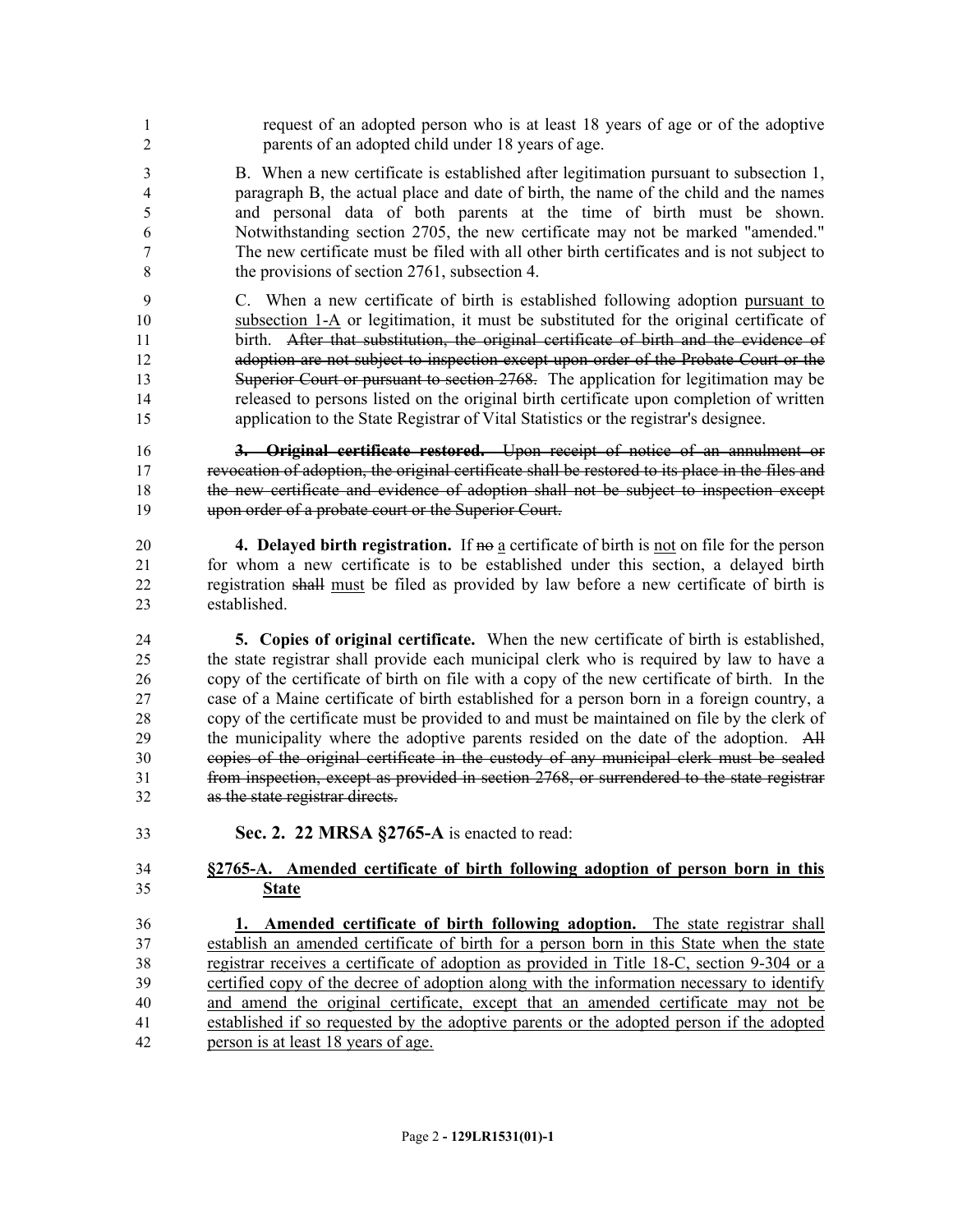request of an adopted person who is at least 18 years of age or of the adoptive parents of an adopted child under 18 years of age.

B. When a new certificate is established after legitimation pursuant to subsection 1, paragraph B, the actual place and date of birth, the name of the child and the names and personal data of both parents at the time of birth must be shown. Notwithstanding section 2705, the new certificate may not be marked "amended." The new certificate must be filed with all other birth certificates and is not subject to the provisions of section 2761, subsection 4.

C. When a new certificate of birth is established following adoption pursuant to subsection 1-A or legitimation, it must be substituted for the original certificate of birth. ~~After that substitution, the original certificate of birth and the evidence of adoption are not subject to inspection except upon order of the Probate Court or the Superior Court or pursuant to section 2768.~~ The application for legitimation may be released to persons listed on the original birth certificate upon completion of written application to the State Registrar of Vital Statistics or the registrar's designee.

~~**3. Original certificate restored.** Upon receipt of notice of an annulment or revocation of adoption, the original certificate shall be restored to its place in the files and the new certificate and evidence of adoption shall not be subject to inspection except upon order of a probate court or the Superior Court.~~

**4. Delayed birth registration.** If ~~no~~ a certificate of birth is not on file for the person for whom a new certificate is to be established under this section, a delayed birth registration ~~shall~~ must be filed as provided by law before a new certificate of birth is established.

**5. Copies of original certificate.** When the new certificate of birth is established, the state registrar shall provide each municipal clerk who is required by law to have a copy of the certificate of birth on file with a copy of the new certificate of birth. In the case of a Maine certificate of birth established for a person born in a foreign country, a copy of the certificate must be provided to and must be maintained on file by the clerk of the municipality where the adoptive parents resided on the date of the adoption. ~~All copies of the original certificate in the custody of any municipal clerk must be sealed from inspection, except as provided in section 2768, or surrendered to the state registrar as the state registrar directs.~~

**Sec. 2. 22 MRSA §2765-A** is enacted to read:

**§2765-A. Amended certificate of birth following adoption of person born in this State**

**1. Amended certificate of birth following adoption.** The state registrar shall establish an amended certificate of birth for a person born in this State when the state registrar receives a certificate of adoption as provided in Title 18-C, section 9-304 or a certified copy of the decree of adoption along with the information necessary to identify and amend the original certificate, except that an amended certificate may not be established if so requested by the adoptive parents or the adopted person if the adopted person is at least 18 years of age.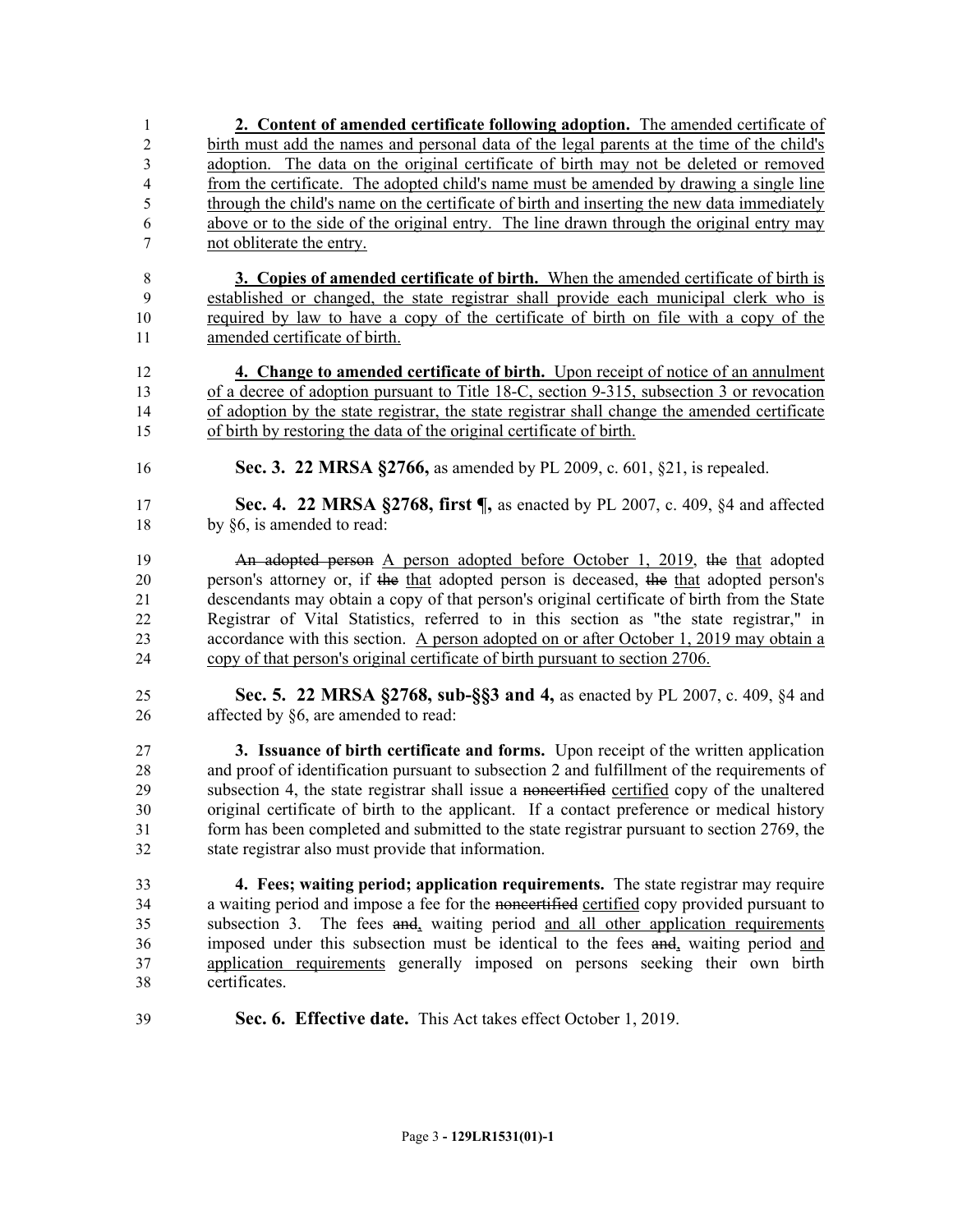**2. Content of amended certificate following adoption.** The amended certificate of birth must add the names and personal data of the legal parents at the time of the child's adoption. The data on the original certificate of birth may not be deleted or removed from the certificate. The adopted child's name must be amended by drawing a single line through the child's name on the certificate of birth and inserting the new data immediately above or to the side of the original entry. The line drawn through the original entry may not obliterate the entry.

**3. Copies of amended certificate of birth.** When the amended certificate of birth is established or changed, the state registrar shall provide each municipal clerk who is required by law to have a copy of the certificate of birth on file with a copy of the amended certificate of birth.

**4. Change to amended certificate of birth.** Upon receipt of notice of an annulment of a decree of adoption pursuant to Title 18-C, section 9-315, subsection 3 or revocation of adoption by the state registrar, the state registrar shall change the amended certificate of birth by restoring the data of the original certificate of birth.

**Sec. 3. 22 MRSA §2766,** as amended by PL 2009, c. 601, §21, is repealed.

**Sec. 4. 22 MRSA §2768, first ¶,** as enacted by PL 2007, c. 409, §4 and affected by §6, is amended to read:

~~An adopted person~~ A person adopted before October 1, 2019, ~~the~~ that adopted person's attorney or, if ~~the~~ that adopted person is deceased, ~~the~~ that adopted person's descendants may obtain a copy of that person's original certificate of birth from the State Registrar of Vital Statistics, referred to in this section as "the state registrar," in accordance with this section. A person adopted on or after October 1, 2019 may obtain a copy of that person's original certificate of birth pursuant to section 2706.

**Sec. 5. 22 MRSA §2768, sub-§§3 and 4,** as enacted by PL 2007, c. 409, §4 and affected by §6, are amended to read:

**3. Issuance of birth certificate and forms.** Upon receipt of the written application and proof of identification pursuant to subsection 2 and fulfillment of the requirements of subsection 4, the state registrar shall issue a ~~noncertified~~ certified copy of the unaltered original certificate of birth to the applicant. If a contact preference or medical history form has been completed and submitted to the state registrar pursuant to section 2769, the state registrar also must provide that information.

**4. Fees; waiting period; application requirements.** The state registrar may require a waiting period and impose a fee for the ~~noncertified~~ certified copy provided pursuant to subsection 3. The fees ~~and~~, waiting period and all other application requirements imposed under this subsection must be identical to the fees ~~and~~, waiting period and application requirements generally imposed on persons seeking their own birth certificates.

**Sec. 6. Effective date.** This Act takes effect October 1, 2019.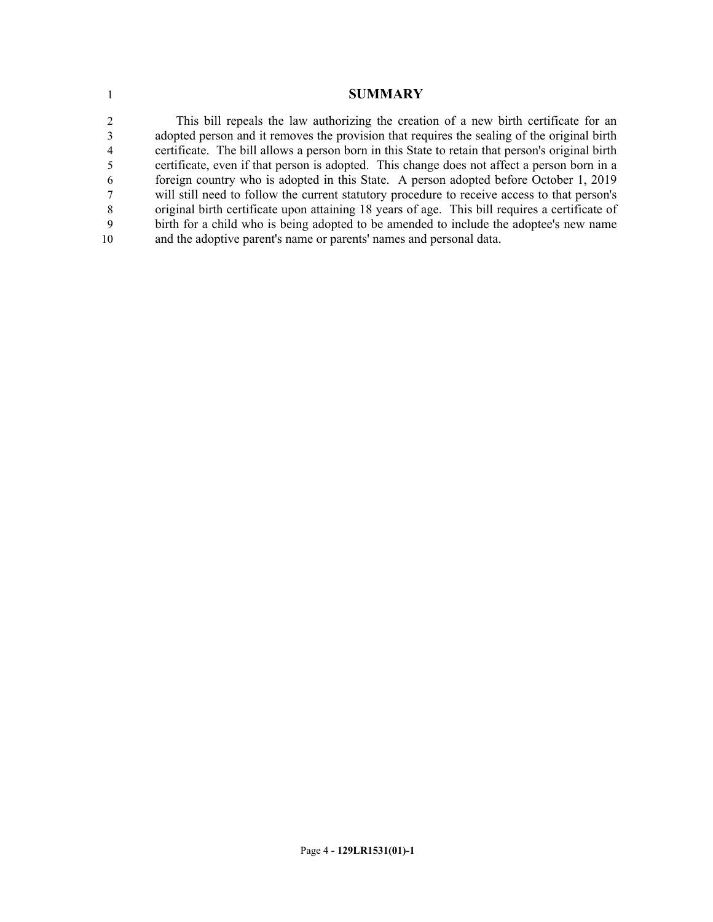## SUMMARY

This bill repeals the law authorizing the creation of a new birth certificate for an adopted person and it removes the provision that requires the sealing of the original birth certificate. The bill allows a person born in this State to retain that person's original birth certificate, even if that person is adopted. This change does not affect a person born in a foreign country who is adopted in this State. A person adopted before October 1, 2019 will still need to follow the current statutory procedure to receive access to that person's original birth certificate upon attaining 18 years of age. This bill requires a certificate of birth for a child who is being adopted to be amended to include the adoptee's new name and the adoptive parent's name or parents' names and personal data.